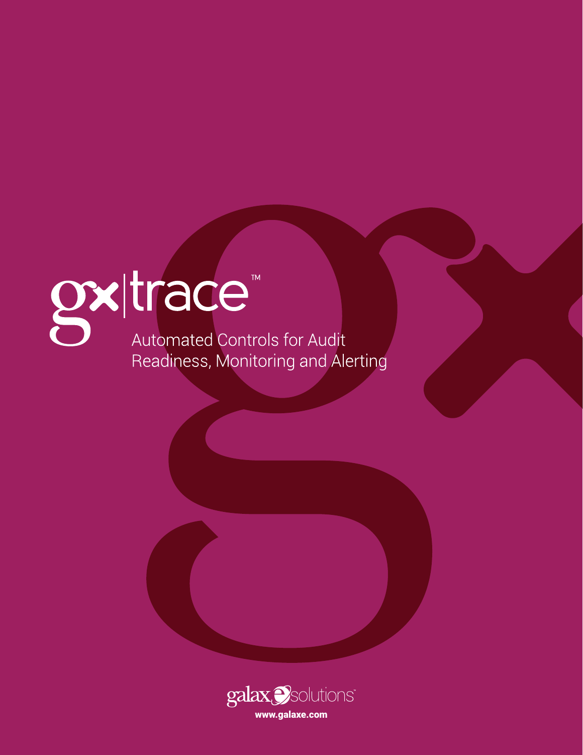# gx|trace™

Automated Controls for Audit Readiness, Monitoring and Alerting

galaxe solutions™

www.galaxe.com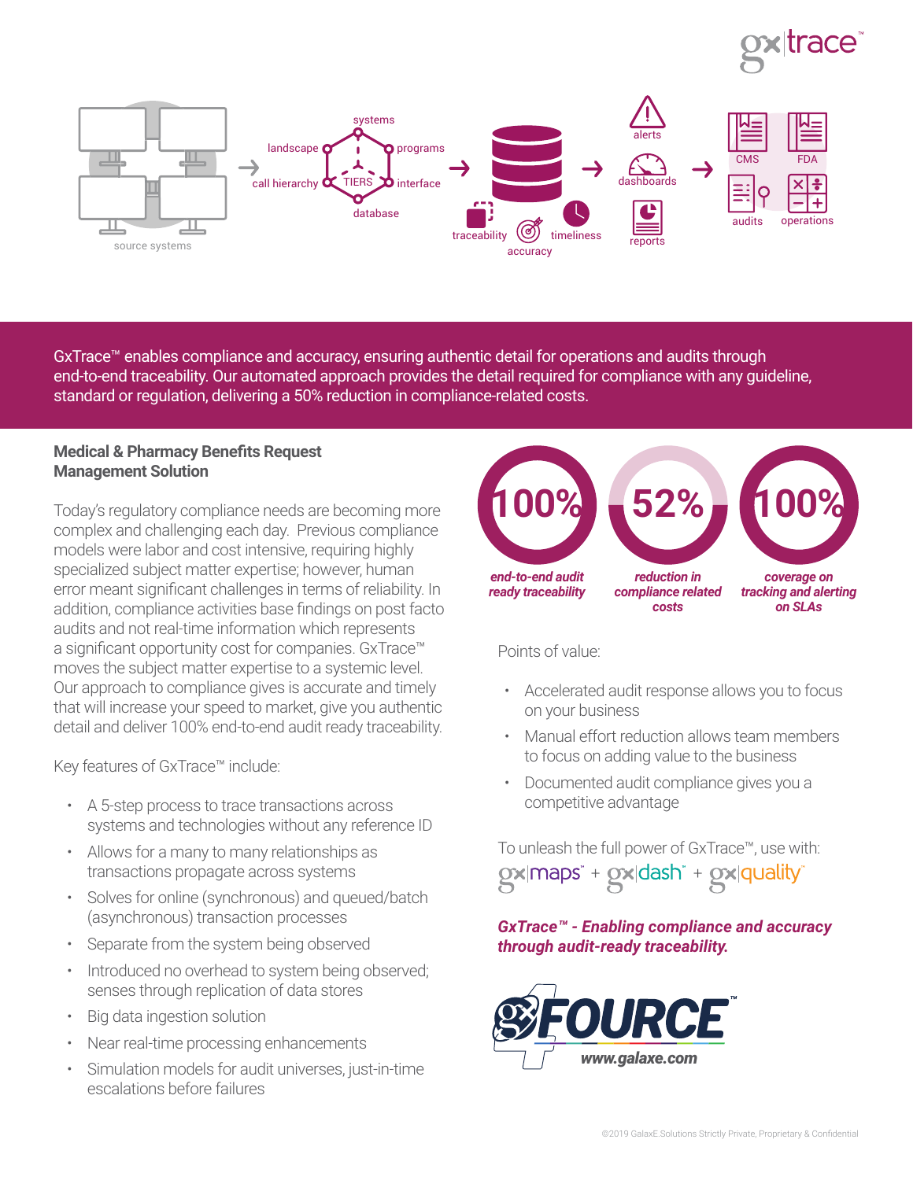gx|trace™

source systems

landscape
call hierarchy
systems
programs
interface
database
TIERS

traceability
accuracy
timeliness

alerts
dashboards
reports

CMS
FDA
audits
operations

GxTrace™ enables compliance and accuracy, ensuring authentic detail for operations and audits through end-to-end traceability. Our automated approach provides the detail required for compliance with any guideline, standard or regulation, delivering a 50% reduction in compliance-related costs.

**Medical & Pharmacy Benefits Request Management Solution**

Today's regulatory compliance needs are becoming more complex and challenging each day. Previous compliance models were labor and cost intensive, requiring highly specialized subject matter expertise; however, human error meant significant challenges in terms of reliability. In addition, compliance activities base findings on post facto audits and not real-time information which represents a significant opportunity cost for companies. GxTrace™ moves the subject matter expertise to a systemic level. Our approach to compliance gives is accurate and timely that will increase your speed to market, give you authentic detail and deliver 100% end-to-end audit ready traceability.

Key features of GxTrace™ include:

- A 5-step process to trace transactions across systems and technologies without any reference ID
- Allows for a many to many relationships as transactions propagate across systems
- Solves for online (synchronous) and queued/batch (asynchronous) transaction processes
- Separate from the system being observed
- Introduced no overhead to system being observed; senses through replication of data stores
- Big data ingestion solution
- Near real-time processing enhancements
- Simulation models for audit universes, just-in-time escalations before failures

**100%** *end-to-end audit ready traceability*

**52%** *reduction in compliance related costs*

**100%** *coverage on tracking and alerting on SLAs*

Points of value:

- Accelerated audit response allows you to focus on your business
- Manual effort reduction allows team members to focus on adding value to the business
- Documented audit compliance gives you a competitive advantage

To unleash the full power of GxTrace™, use with:

gx|maps™ + gx|dash™ + gx|quality™

***GxTrace™ - Enabling compliance and accuracy through audit-ready traceability.***

gx4FOURCE™
www.galaxe.com

©2019 GalaxE.Solutions Strictly Private, Proprietary & Confidential